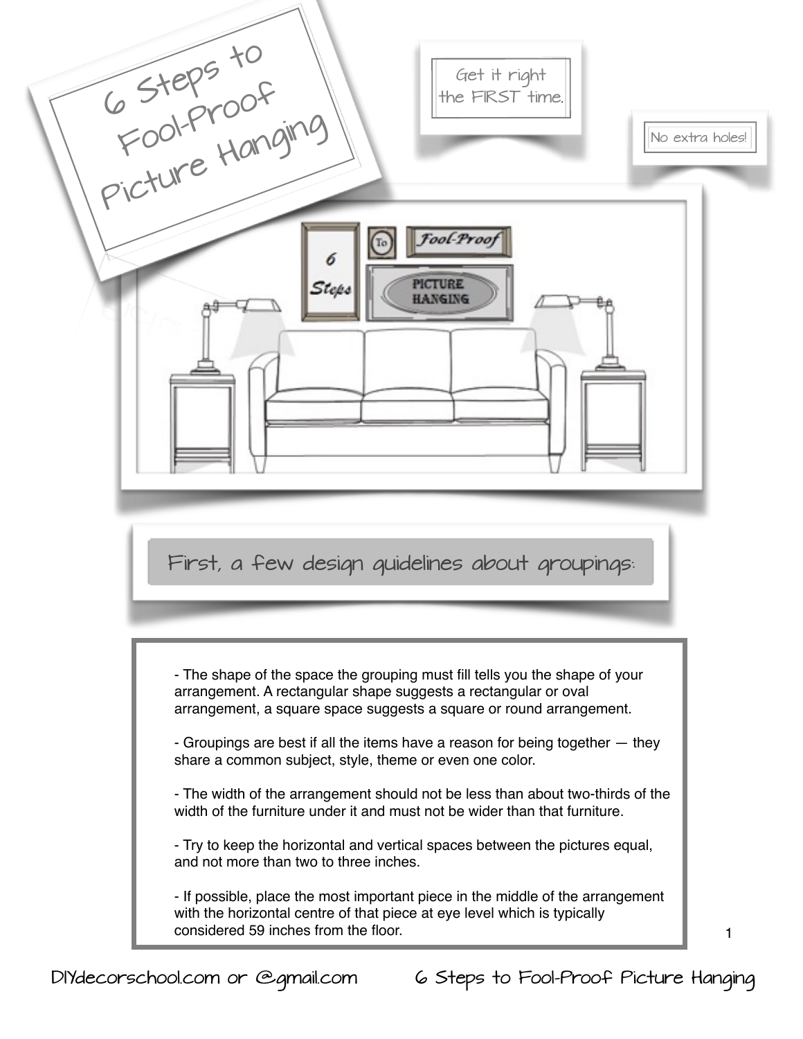# 6 Steps to Fool-Proof Picture Hanging

Get it right the FIRST time.

No extra holes!

## First, a few design guidelines about groupings:

- The shape of the space the grouping must fill tells you the shape of your arrangement. A rectangular shape suggests a rectangular or oval arrangement, a square space suggests a square or round arrangement.

- Groupings are best if all the items have a reason for being together — they share a common subject, style, theme or even one color.

- The width of the arrangement should not be less than about two-thirds of the width of the furniture under it and must not be wider than that furniture.

- Try to keep the horizontal and vertical spaces between the pictures equal, and not more than two to three inches.

- If possible, place the most important piece in the middle of the arrangement with the horizontal centre of that piece at eye level which is typically considered 59 inches from the floor.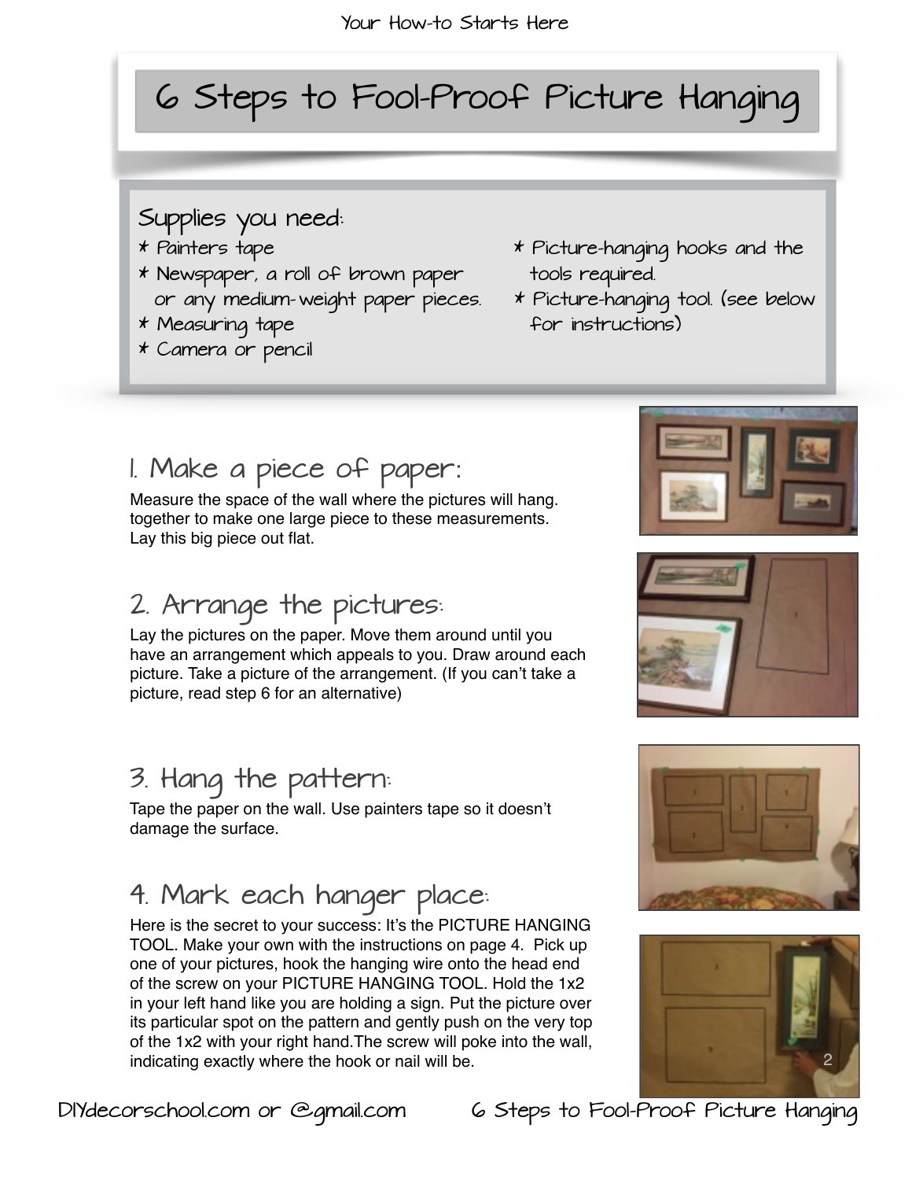# 6 Steps to Fool-Proof Picture Hanging

## Supplies you need:

* Painters tape
* Newspaper, a roll of brown paper or any medium-weight paper pieces.
* Measuring tape
* Camera or pencil
* Picture-hanging hooks and the tools required.
* Picture-hanging tool. (see below for instructions)

## 1. Make a piece of paper:

Measure the space of the wall where the pictures will hang. together to make one large piece to these measurements. Lay this big piece out flat.

## 2. Arrange the pictures:

Lay the pictures on the paper. Move them around until you have an arrangement which appeals to you. Draw around each picture. Take a picture of the arrangement. (If you can't take a picture, read step 6 for an alternative)

## 3. Hang the pattern:

Tape the paper on the wall. Use painters tape so it doesn't damage the surface.

## 4. Mark each hanger place:

Here is the secret to your success: It's the PICTURE HANGING TOOL. Make your own with the instructions on page 4. Pick up one of your pictures, hook the hanging wire onto the head end of the screw on your PICTURE HANGING TOOL. Hold the 1x2 in your left hand like you are holding a sign. Put the picture over its particular spot on the pattern and gently push on the very top of the 1x2 with your right hand.The screw will poke into the wall, indicating exactly where the hook or nail will be.

DIYdecorschool.com or @gmail.com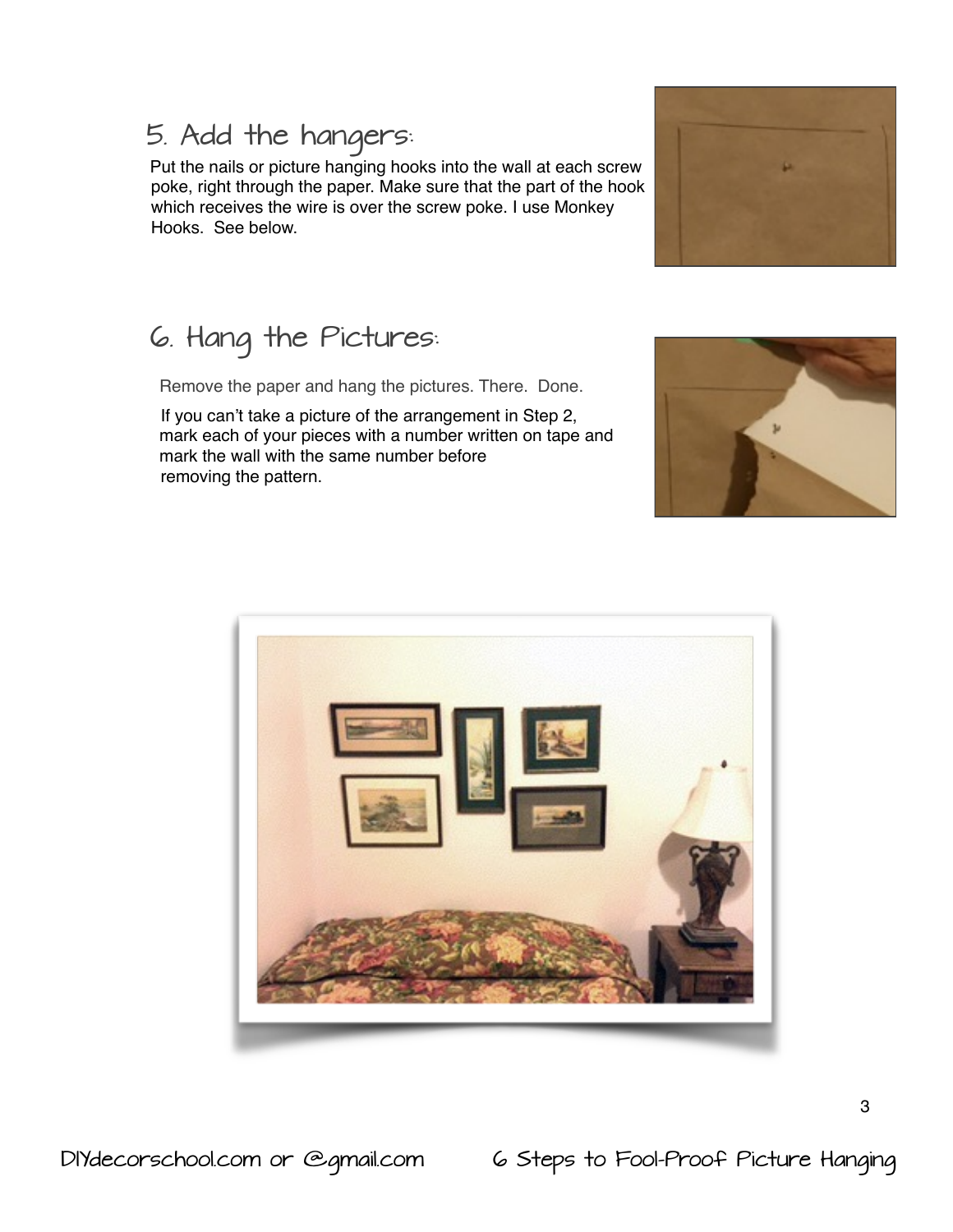## 5. Add the hangers:

Put the nails or picture hanging hooks into the wall at each screw poke, right through the paper. Make sure that the part of the hook which receives the wire is over the screw poke. I use Monkey Hooks. See below.

## 6. Hang the Pictures:

Remove the paper and hang the pictures. There. Done.

If you can't take a picture of the arrangement in Step 2, mark each of your pieces with a number written on tape and mark the wall with the same number before removing the pattern.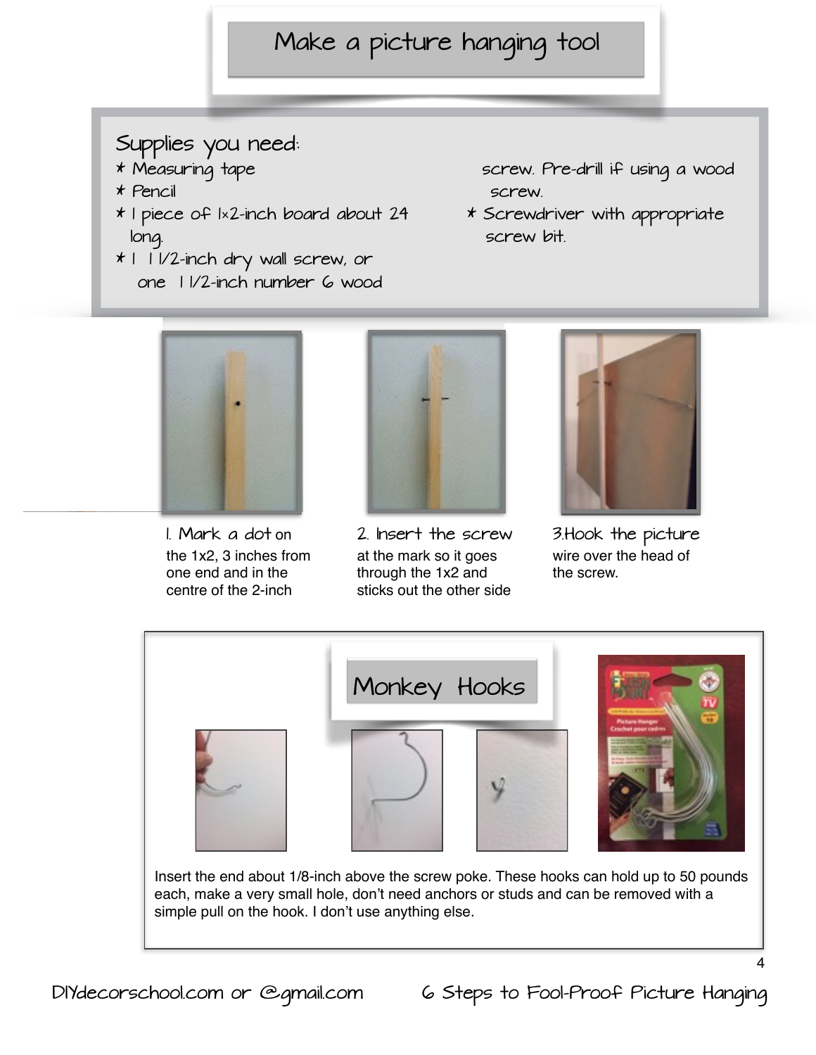# Make a picture hanging tool

## Supplies you need:

* Measuring tape
* Pencil
* 1 piece of 1x2-inch board about 24 long.
* 1 1 1/2-inch dry wall screw, or one 1 1/2-inch number 6 wood screw. Pre-drill if using a wood screw.
* Screwdriver with appropriate screw bit.

1. Mark a dot on the 1x2, 3 inches from one end and in the centre of the 2-inch

2. Insert the screw at the mark so it goes through the 1x2 and sticks out the other side

3. Hook the picture wire over the head of the screw.

## Monkey Hooks

Insert the end about 1/8-inch above the screw poke. These hooks can hold up to 50 pounds each, make a very small hole, don't need anchors or studs and can be removed with a simple pull on the hook. I don't use anything else.

DIYdecorschool.com or @gmail.com